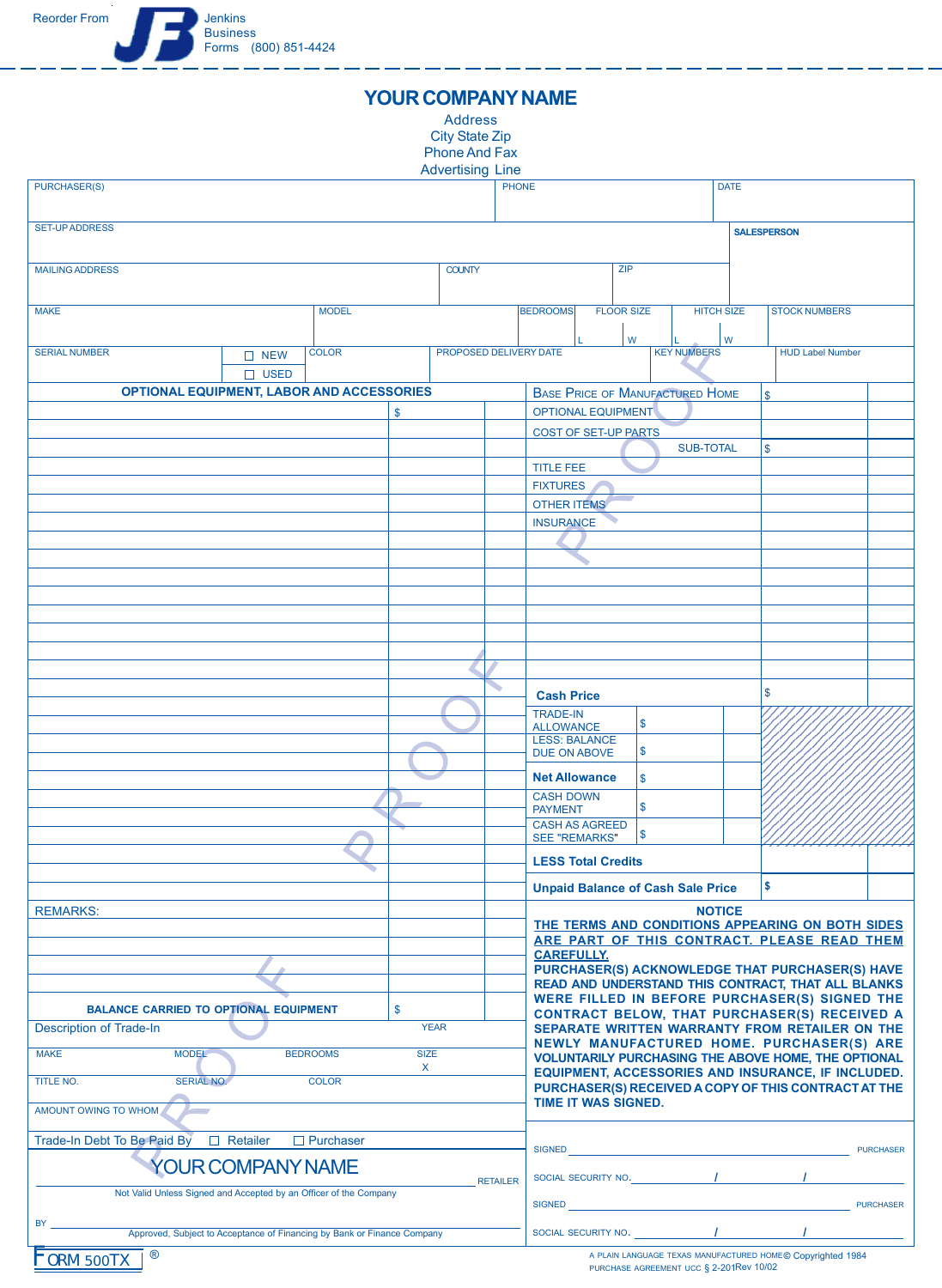Reorder From Jenkins Business Forms (800) 851-4424

# YOUR COMPANY NAME

Address
City State Zip
Phone And Fax
Advertising Line

| PURCHASER(S) | PHONE | DATE |
|---|---|---|
| SET-UP ADDRESS | | SALESPERSON |
| MAILING ADDRESS | COUNTY | ZIP |

| MAKE | MODEL | BEDROOMS | FLOOR SIZE L W | HITCH SIZE L W | STOCK NUMBERS |
|---|---|---|---|---|---|
| SERIAL NUMBER | ☐ NEW ☐ USED | COLOR | PROPOSED DELIVERY DATE | KEY NUMBERS | HUD Label Number |

| OPTIONAL EQUIPMENT, LABOR AND ACCESSORIES | | | |
|---|---|---|---|
| | $ | | |

| | | |
|---|---|---|
| Base Price of Manufactured Home | $ | |
| OPTIONAL EQUIPMENT | | |
| COST OF SET-UP PARTS | | |
| SUB-TOTAL | $ | |
| TITLE FEE | | |
| FIXTURES | | |
| OTHER ITEMS | | |
| INSURANCE | | |
| **Cash Price** | $ | |
| TRADE-IN ALLOWANCE | $ | |
| LESS: BALANCE DUE ON ABOVE | $ | |
| **Net Allowance** | $ | |
| CASH DOWN PAYMENT | $ | |
| CASH AS AGREED SEE "REMARKS" | $ | |
| **LESS Total Credits** | | |
| **Unpaid Balance of Cash Sale Price** | $ | |

REMARKS:

**BALANCE CARRIED TO OPTIONAL EQUIPMENT** $

Description of Trade-In YEAR

| MAKE | MODEL | BEDROOMS | SIZE X |
|---|---|---|---|
| TITLE NO. | SERIAL NO. | COLOR | |

AMOUNT OWING TO WHOM

Trade-In Debt To Be Paid By ☐ Retailer ☐ Purchaser

**NOTICE**

**THE TERMS AND CONDITIONS APPEARING ON BOTH SIDES ARE PART OF THIS CONTRACT. PLEASE READ THEM CAREFULLY.**

**PURCHASER(S) ACKNOWLEDGE THAT PURCHASER(S) HAVE READ AND UNDERSTAND THIS CONTRACT, THAT ALL BLANKS WERE FILLED IN BEFORE PURCHASER(S) SIGNED THE CONTRACT BELOW, THAT PURCHASER(S) RECEIVED A SEPARATE WRITTEN WARRANTY FROM RETAILER ON THE NEWLY MANUFACTURED HOME. PURCHASER(S) ARE VOLUNTARILY PURCHASING THE ABOVE HOME, THE OPTIONAL EQUIPMENT, ACCESSORIES AND INSURANCE, IF INCLUDED. PURCHASER(S) RECEIVED A COPY OF THIS CONTRACT AT THE TIME IT WAS SIGNED.**

YOUR COMPANY NAME ______ RETAILER

Not Valid Unless Signed and Accepted by an Officer of the Company

BY ______

Approved, Subject to Acceptance of Financing by Bank or Finance Company

SIGNED ______ PURCHASER

SOCIAL SECURITY NO. ______ / ______ / ______

SIGNED ______ PURCHASER

SOCIAL SECURITY NO. ______ / ______ / ______

FORM 500TX ®

A PLAIN LANGUAGE TEXAS MANUFACTURED HOME© Copyrighted 1984
PURCHASE AGREEMENT UCC § 2-201Rev 10/02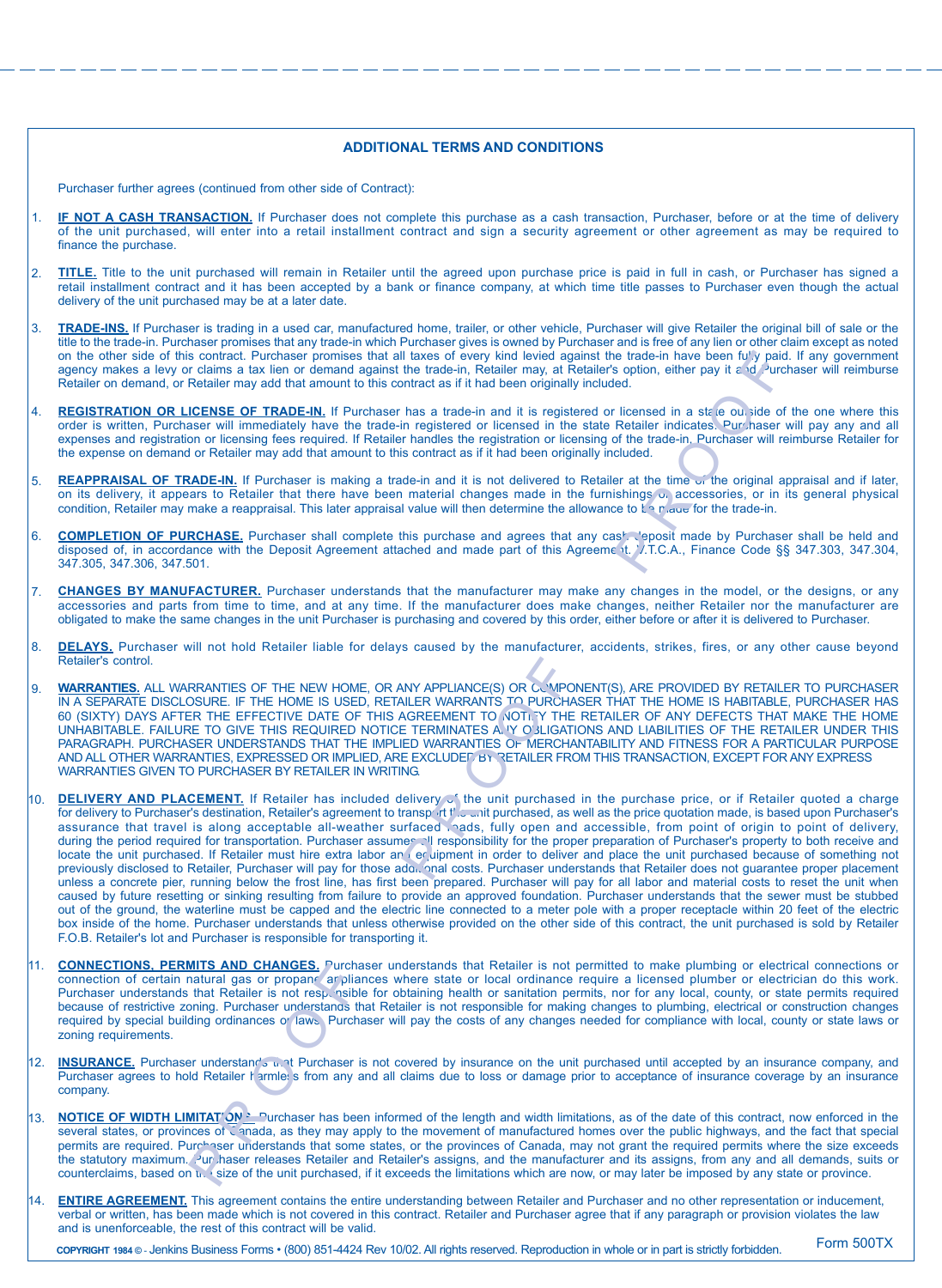## ADDITIONAL TERMS AND CONDITIONS

Purchaser further agrees (continued from other side of Contract):

1. **IF NOT A CASH TRANSACTION.** If Purchaser does not complete this purchase as a cash transaction, Purchaser, before or at the time of delivery of the unit purchased, will enter into a retail installment contract and sign a security agreement or other agreement as may be required to finance the purchase.

2. **TITLE.** Title to the unit purchased will remain in Retailer until the agreed upon purchase price is paid in full in cash, or Purchaser has signed a retail installment contract and it has been accepted by a bank or finance company, at which time title passes to Purchaser even though the actual delivery of the unit purchased may be at a later date.

3. **TRADE-INS.** If Purchaser is trading in a used car, manufactured home, trailer, or other vehicle, Purchaser will give Retailer the original bill of sale or the title to the trade-in. Purchaser promises that any trade-in which Purchaser gives is owned by Purchaser and is free of any lien or other claim except as noted on the other side of this contract. Purchaser promises that all taxes of every kind levied against the trade-in have been fully paid. If any government agency makes a levy or claims a tax lien or demand against the trade-in, Retailer may, at Retailer's option, either pay it and Purchaser will reimburse Retailer on demand, or Retailer may add that amount to this contract as if it had been originally included.

4. **REGISTRATION OR LICENSE OF TRADE-IN.** If Purchaser has a trade-in and it is registered or licensed in a state outside of the one where this order is written, Purchaser will immediately have the trade-in registered or licensed in the state Retailer indicates. Purchaser will pay any and all expenses and registration or licensing fees required. If Retailer handles the registration or licensing of the trade-in, Purchaser will reimburse Retailer for the expense on demand or Retailer may add that amount to this contract as if it had been originally included.

5. **REAPPRAISAL OF TRADE-IN.** If Purchaser is making a trade-in and it is not delivered to Retailer at the time of the original appraisal and if later, on its delivery, it appears to Retailer that there have been material changes made in the furnishings or accessories, or in its general physical condition, Retailer may make a reappraisal. This later appraisal value will then determine the allowance to be made for the trade-in.

6. **COMPLETION OF PURCHASE.** Purchaser shall complete this purchase and agrees that any cash deposit made by Purchaser shall be held and disposed of, in accordance with the Deposit Agreement attached and made part of this Agreement. V.T.C.A., Finance Code §§ 347.303, 347.304, 347.305, 347.306, 347.501.

7. **CHANGES BY MANUFACTURER.** Purchaser understands that the manufacturer may make any changes in the model, or the designs, or any accessories and parts from time to time, and at any time. If the manufacturer does make changes, neither Retailer nor the manufacturer are obligated to make the same changes in the unit Purchaser is purchasing and covered by this order, either before or after it is delivered to Purchaser.

8. **DELAYS.** Purchaser will not hold Retailer liable for delays caused by the manufacturer, accidents, strikes, fires, or any other cause beyond Retailer's control.

9. **WARRANTIES.** ALL WARRANTIES OF THE NEW HOME, OR ANY APPLIANCE(S) OR COMPONENT(S), ARE PROVIDED BY RETAILER TO PURCHASER IN A SEPARATE DISCLOSURE. IF THE HOME IS USED, RETAILER WARRANTS TO PURCHASER THAT THE HOME IS HABITABLE, PURCHASER HAS 60 (SIXTY) DAYS AFTER THE EFFECTIVE DATE OF THIS AGREEMENT TO NOTIFY THE RETAILER OF ANY DEFECTS THAT MAKE THE HOME UNHABITABLE. FAILURE TO GIVE THIS REQUIRED NOTICE TERMINATES ANY OBLIGATIONS AND LIABILITIES OF THE RETAILER UNDER THIS PARAGRAPH. PURCHASER UNDERSTANDS THAT THE IMPLIED WARRANTIES OF MERCHANTABILITY AND FITNESS FOR A PARTICULAR PURPOSE AND ALL OTHER WARRANTIES, EXPRESSED OR IMPLIED, ARE EXCLUDED BY RETAILER FROM THIS TRANSACTION, EXCEPT FOR ANY EXPRESS WARRANTIES GIVEN TO PURCHASER BY RETAILER IN WRITING.

10. **DELIVERY AND PLACEMENT.** If Retailer has included delivery of the unit purchased in the purchase price, or if Retailer quoted a charge for delivery to Purchaser's destination, Retailer's agreement to transport the unit purchased, as well as the price quotation made, is based upon Purchaser's assurance that travel is along acceptable all-weather surfaced roads, fully open and accessible, from point of origin to point of delivery, during the period required for transportation. Purchaser assumes all responsibility for the proper preparation of Purchaser's property to both receive and locate the unit purchased. If Retailer must hire extra labor and equipment in order to deliver and place the unit purchased because of something not previously disclosed to Retailer, Purchaser will pay for those additional costs. Purchaser understands that Retailer does not guarantee proper placement unless a concrete pier, running below the frost line, has first been prepared. Purchaser will pay for all labor and material costs to reset the unit when caused by future resetting or sinking resulting from failure to provide an approved foundation. Purchaser understands that the sewer must be stubbed out of the ground, the waterline must be capped and the electric line connected to a meter pole with a proper receptacle within 20 feet of the electric box inside of the home. Purchaser understands that unless otherwise provided on the other side of this contract, the unit purchased is sold by Retailer F.O.B. Retailer's lot and Purchaser is responsible for transporting it.

11. **CONNECTIONS, PERMITS AND CHANGES.** Purchaser understands that Retailer is not permitted to make plumbing or electrical connections or connection of certain natural gas or propane appliances where state or local ordinance require a licensed plumber or electrician do this work. Purchaser understands that Retailer is not responsible for obtaining health or sanitation permits, nor for any local, county, or state permits required because of restrictive zoning. Purchaser understands that Retailer is not responsible for making changes to plumbing, electrical or construction changes required by special building ordinances or laws. Purchaser will pay the costs of any changes needed for compliance with local, county or state laws or zoning requirements.

12. **INSURANCE.** Purchaser understands that Purchaser is not covered by insurance on the unit purchased until accepted by an insurance company, and Purchaser agrees to hold Retailer harmless from any and all claims due to loss or damage prior to acceptance of insurance coverage by an insurance company.

13. **NOTICE OF WIDTH LIMITATIONS.** Purchaser has been informed of the length and width limitations, as of the date of this contract, now enforced in the several states, or provinces of Canada, as they may apply to the movement of manufactured homes over the public highways, and the fact that special permits are required. Purchaser understands that some states, or the provinces of Canada, may not grant the required permits where the size exceeds the statutory maximum. Purchaser releases Retailer and Retailer's assigns, and the manufacturer and its assigns, from any and all demands, suits or counterclaims, based on the size of the unit purchased, if it exceeds the limitations which are now, or may later be imposed by any state or province.

14. **ENTIRE AGREEMENT.** This agreement contains the entire understanding between Retailer and Purchaser and no other representation or inducement, verbal or written, has been made which is not covered in this contract. Retailer and Purchaser agree that if any paragraph or provision violates the law and is unenforceable, the rest of this contract will be valid.

**COPYRIGHT 1984 ©** - Jenkins Business Forms • (800) 851-4424 Rev 10/02. All rights reserved. Reproduction in whole or in part is strictly forbidden.

Form 500TX